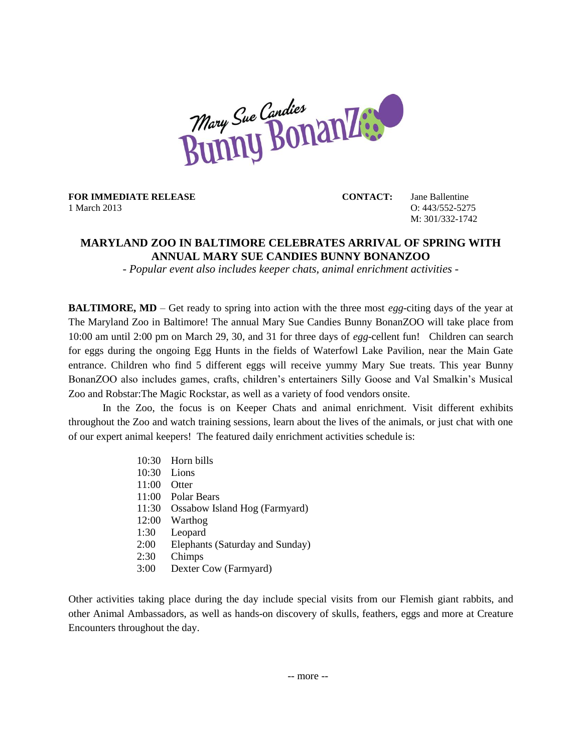Mary Sue Candies Bunny BonanZOO

**FOR IMMEDIATE RELEASE**
1 March 2013

**CONTACT:** Jane Ballentine
O: 443/552-5275
M: 301/332-1742

## MARYLAND ZOO IN BALTIMORE CELEBRATES ARRIVAL OF SPRING WITH ANNUAL MARY SUE CANDIES BUNNY BONANZOO

*- Popular event also includes keeper chats, animal enrichment activities -*

**BALTIMORE, MD** – Get ready to spring into action with the three most *egg*-citing days of the year at The Maryland Zoo in Baltimore! The annual Mary Sue Candies Bunny BonanZOO will take place from 10:00 am until 2:00 pm on March 29, 30, and 31 for three days of *egg*-cellent fun! Children can search for eggs during the ongoing Egg Hunts in the fields of Waterfowl Lake Pavilion, near the Main Gate entrance. Children who find 5 different eggs will receive yummy Mary Sue treats. This year Bunny BonanZOO also includes games, crafts, children's entertainers Silly Goose and Val Smalkin's Musical Zoo and Robstar:The Magic Rockstar, as well as a variety of food vendors onsite.

In the Zoo, the focus is on Keeper Chats and animal enrichment. Visit different exhibits throughout the Zoo and watch training sessions, learn about the lives of the animals, or just chat with one of our expert animal keepers! The featured daily enrichment activities schedule is:

| | |
|---|---|
| 10:30 | Horn bills |
| 10:30 | Lions |
| 11:00 | Otter |
| 11:00 | Polar Bears |
| 11:30 | Ossabow Island Hog (Farmyard) |
| 12:00 | Warthog |
| 1:30 | Leopard |
| 2:00 | Elephants (Saturday and Sunday) |
| 2:30 | Chimps |
| 3:00 | Dexter Cow (Farmyard) |

Other activities taking place during the day include special visits from our Flemish giant rabbits, and other Animal Ambassadors, as well as hands-on discovery of skulls, feathers, eggs and more at Creature Encounters throughout the day.

-- more --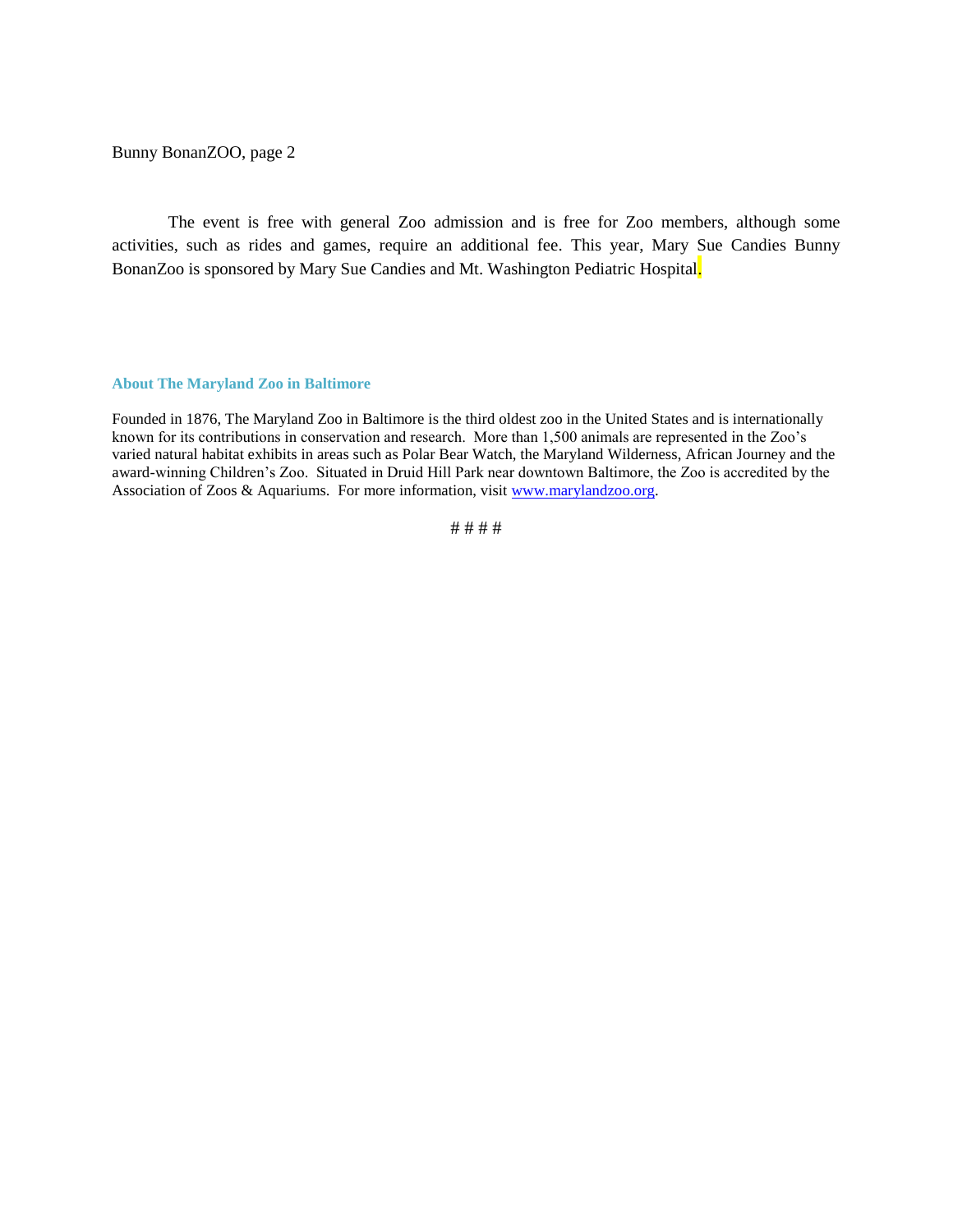The event is free with general Zoo admission and is free for Zoo members, although some activities, such as rides and games, require an additional fee. This year, Mary Sue Candies Bunny BonanZoo is sponsored by Mary Sue Candies and Mt. Washington Pediatric Hospital.

### About The Maryland Zoo in Baltimore

Founded in 1876, The Maryland Zoo in Baltimore is the third oldest zoo in the United States and is internationally known for its contributions in conservation and research. More than 1,500 animals are represented in the Zoo's varied natural habitat exhibits in areas such as Polar Bear Watch, the Maryland Wilderness, African Journey and the award-winning Children's Zoo. Situated in Druid Hill Park near downtown Baltimore, the Zoo is accredited by the Association of Zoos & Aquariums. For more information, visit www.marylandzoo.org.

# # # #